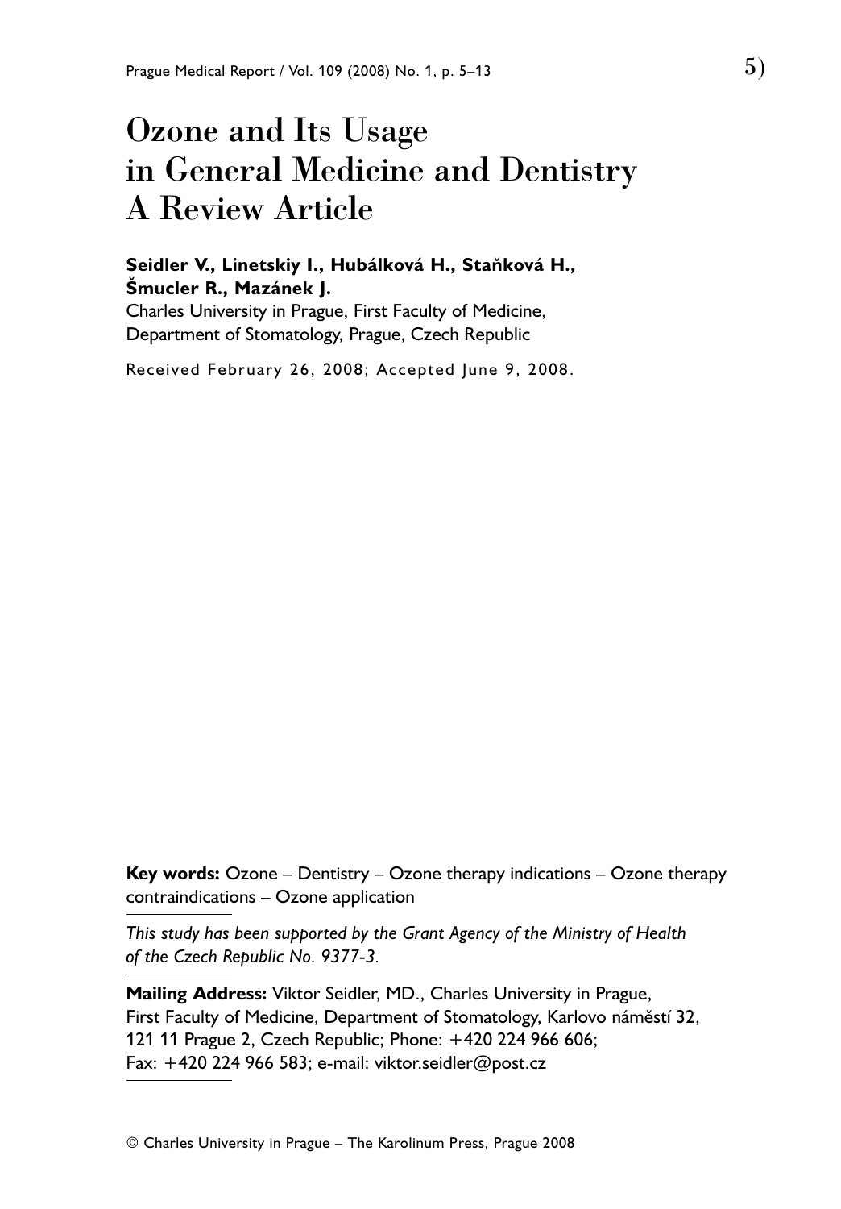# Ozone and Its Usage in General Medicine and Dentistry A Review Article

**Seidler V., Linetskiy I., Hubálková H., Staňková H., Šmucler R., Mazánek J.**

Charles University in Prague, First Faculty of Medicine, Department of Stomatology, Prague, Czech Republic

Received February 26, 2008; Accepted June 9, 2008.

**Key words:** Ozone – Dentistry – Ozone therapy indications – Ozone therapy contraindications – Ozone application

*This study has been supported by the Grant Agency of the Ministry of Health of the Czech Republic No. 9377-3.*

**Mailing Address:** Viktor Seidler, MD., Charles University in Prague, First Faculty of Medicine, Department of Stomatology, Karlovo náměstí 32, 121 11 Prague 2, Czech Republic; Phone: +420 224 966 606; Fax: +420 224 966 583; e-mail: viktor.seidler@post.cz

© Charles University in Prague – The Karolinum Press, Prague 2008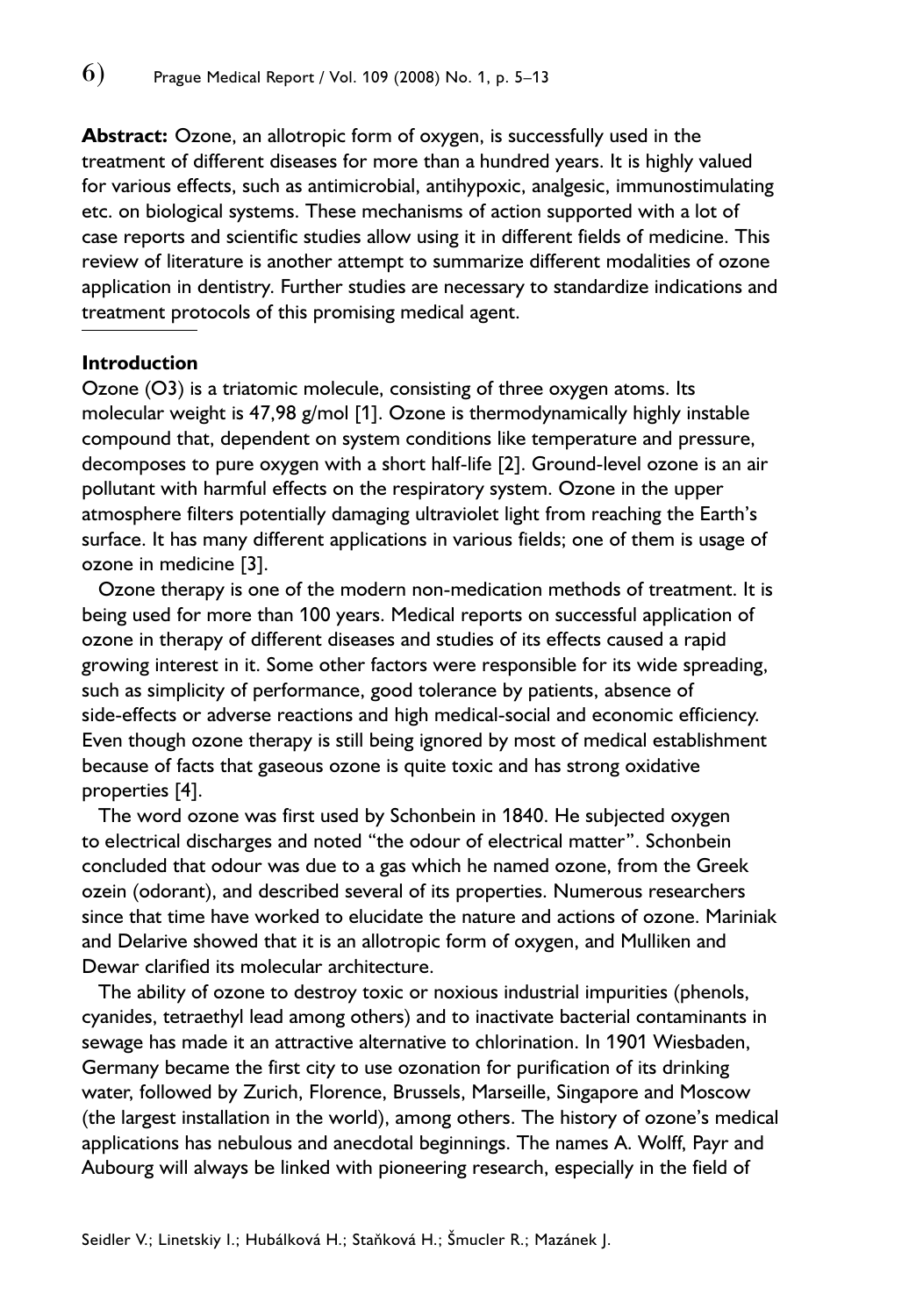**Abstract:** Ozone, an allotropic form of oxygen, is successfully used in the treatment of different diseases for more than a hundred years. It is highly valued for various effects, such as antimicrobial, antihypoxic, analgesic, immunostimulating etc. on biological systems. These mechanisms of action supported with a lot of case reports and scientific studies allow using it in different fields of medicine. This review of literature is another attempt to summarize different modalities of ozone application in dentistry. Further studies are necessary to standardize indications and treatment protocols of this promising medical agent.

## Introduction

Ozone ($O_3$) is a triatomic molecule, consisting of three oxygen atoms. Its molecular weight is 47,98 g/mol [1]. Ozone is thermodynamically highly instable compound that, dependent on system conditions like temperature and pressure, decomposes to pure oxygen with a short half-life [2]. Ground-level ozone is an air pollutant with harmful effects on the respiratory system. Ozone in the upper atmosphere filters potentially damaging ultraviolet light from reaching the Earth's surface. It has many different applications in various fields; one of them is usage of ozone in medicine [3].

Ozone therapy is one of the modern non-medication methods of treatment. It is being used for more than 100 years. Medical reports on successful application of ozone in therapy of different diseases and studies of its effects caused a rapid growing interest in it. Some other factors were responsible for its wide spreading, such as simplicity of performance, good tolerance by patients, absence of side-effects or adverse reactions and high medical-social and economic efficiency. Even though ozone therapy is still being ignored by most of medical establishment because of facts that gaseous ozone is quite toxic and has strong oxidative properties [4].

The word ozone was first used by Schonbein in 1840. He subjected oxygen to electrical discharges and noted "the odour of electrical matter". Schonbein concluded that odour was due to a gas which he named ozone, from the Greek ozein (odorant), and described several of its properties. Numerous researchers since that time have worked to elucidate the nature and actions of ozone. Mariniak and Delarive showed that it is an allotropic form of oxygen, and Mulliken and Dewar clarified its molecular architecture.

The ability of ozone to destroy toxic or noxious industrial impurities (phenols, cyanides, tetraethyl lead among others) and to inactivate bacterial contaminants in sewage has made it an attractive alternative to chlorination. In 1901 Wiesbaden, Germany became the first city to use ozonation for purification of its drinking water, followed by Zurich, Florence, Brussels, Marseille, Singapore and Moscow (the largest installation in the world), among others. The history of ozone's medical applications has nebulous and anecdotal beginnings. The names A. Wolff, Payr and Aubourg will always be linked with pioneering research, especially in the field of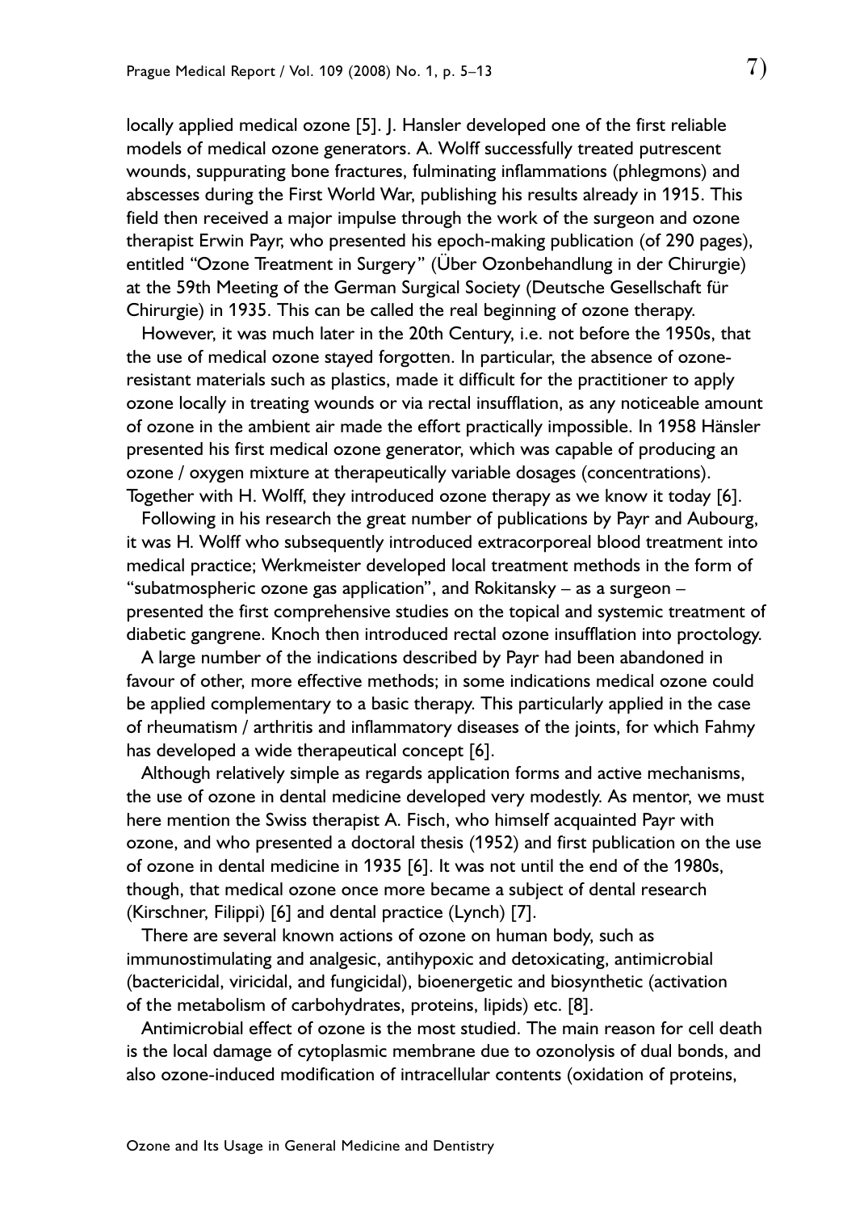locally applied medical ozone [5]. J. Hansler developed one of the first reliable models of medical ozone generators. A. Wolff successfully treated putrescent wounds, suppurating bone fractures, fulminating inflammations (phlegmons) and abscesses during the First World War, publishing his results already in 1915. This field then received a major impulse through the work of the surgeon and ozone therapist Erwin Payr, who presented his epoch-making publication (of 290 pages), entitled "Ozone Treatment in Surgery" (Über Ozonbehandlung in der Chirurgie) at the 59th Meeting of the German Surgical Society (Deutsche Gesellschaft für Chirurgie) in 1935. This can be called the real beginning of ozone therapy.

However, it was much later in the 20th Century, i.e. not before the 1950s, that the use of medical ozone stayed forgotten. In particular, the absence of ozone-resistant materials such as plastics, made it difficult for the practitioner to apply ozone locally in treating wounds or via rectal insufflation, as any noticeable amount of ozone in the ambient air made the effort practically impossible. In 1958 Hänsler presented his first medical ozone generator, which was capable of producing an ozone / oxygen mixture at therapeutically variable dosages (concentrations). Together with H. Wolff, they introduced ozone therapy as we know it today [6].

Following in his research the great number of publications by Payr and Aubourg, it was H. Wolff who subsequently introduced extracorporeal blood treatment into medical practice; Werkmeister developed local treatment methods in the form of "subatmospheric ozone gas application", and Rokitansky – as a surgeon – presented the first comprehensive studies on the topical and systemic treatment of diabetic gangrene. Knoch then introduced rectal ozone insufflation into proctology.

A large number of the indications described by Payr had been abandoned in favour of other, more effective methods; in some indications medical ozone could be applied complementary to a basic therapy. This particularly applied in the case of rheumatism / arthritis and inflammatory diseases of the joints, for which Fahmy has developed a wide therapeutical concept [6].

Although relatively simple as regards application forms and active mechanisms, the use of ozone in dental medicine developed very modestly. As mentor, we must here mention the Swiss therapist A. Fisch, who himself acquainted Payr with ozone, and who presented a doctoral thesis (1952) and first publication on the use of ozone in dental medicine in 1935 [6]. It was not until the end of the 1980s, though, that medical ozone once more became a subject of dental research (Kirschner, Filippi) [6] and dental practice (Lynch) [7].

There are several known actions of ozone on human body, such as immunostimulating and analgesic, antihypoxic and detoxicating, antimicrobial (bactericidal, viricidal, and fungicidal), bioenergetic and biosynthetic (activation of the metabolism of carbohydrates, proteins, lipids) etc. [8].

Antimicrobial effect of ozone is the most studied. The main reason for cell death is the local damage of cytoplasmic membrane due to ozonolysis of dual bonds, and also ozone-induced modification of intracellular contents (oxidation of proteins,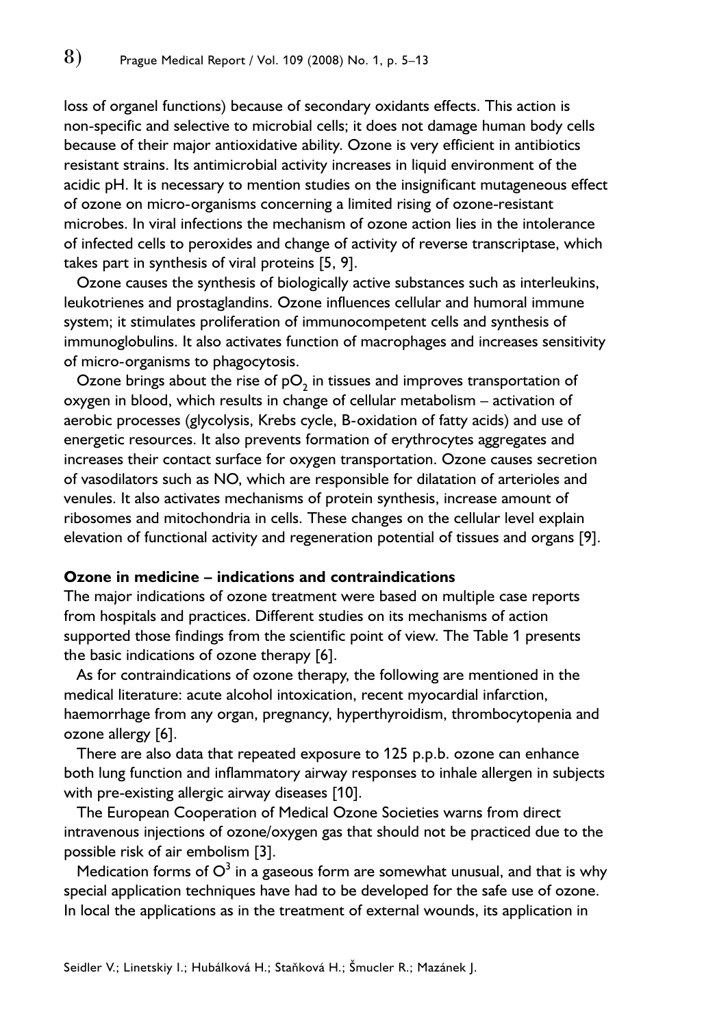loss of organel functions) because of secondary oxidants effects. This action is non-specific and selective to microbial cells; it does not damage human body cells because of their major antioxidative ability. Ozone is very efficient in antibiotics resistant strains. Its antimicrobial activity increases in liquid environment of the acidic pH. It is necessary to mention studies on the insignificant mutageneous effect of ozone on micro-organisms concerning a limited rising of ozone-resistant microbes. In viral infections the mechanism of ozone action lies in the intolerance of infected cells to peroxides and change of activity of reverse transcriptase, which takes part in synthesis of viral proteins [5, 9].

Ozone causes the synthesis of biologically active substances such as interleukins, leukotrienes and prostaglandins. Ozone influences cellular and humoral immune system; it stimulates proliferation of immunocompetent cells and synthesis of immunoglobulins. It also activates function of macrophages and increases sensitivity of micro-organisms to phagocytosis.

Ozone brings about the rise of $pO_2$ in tissues and improves transportation of oxygen in blood, which results in change of cellular metabolism – activation of aerobic processes (glycolysis, Krebs cycle, B-oxidation of fatty acids) and use of energetic resources. It also prevents formation of erythrocytes aggregates and increases their contact surface for oxygen transportation. Ozone causes secretion of vasodilators such as NO, which are responsible for dilatation of arterioles and venules. It also activates mechanisms of protein synthesis, increase amount of ribosomes and mitochondria in cells. These changes on the cellular level explain elevation of functional activity and regeneration potential of tissues and organs [9].

**Ozone in medicine – indications and contraindications**

The major indications of ozone treatment were based on multiple case reports from hospitals and practices. Different studies on its mechanisms of action supported those findings from the scientific point of view. The Table 1 presents the basic indications of ozone therapy [6].

As for contraindications of ozone therapy, the following are mentioned in the medical literature: acute alcohol intoxication, recent myocardial infarction, haemorrhage from any organ, pregnancy, hyperthyroidism, thrombocytopenia and ozone allergy [6].

There are also data that repeated exposure to 125 p.p.b. ozone can enhance both lung function and inflammatory airway responses to inhale allergen in subjects with pre-existing allergic airway diseases [10].

The European Cooperation of Medical Ozone Societies warns from direct intravenous injections of ozone/oxygen gas that should not be practiced due to the possible risk of air embolism [3].

Medication forms of $O^3$ in a gaseous form are somewhat unusual, and that is why special application techniques have had to be developed for the safe use of ozone. In local the applications as in the treatment of external wounds, its application in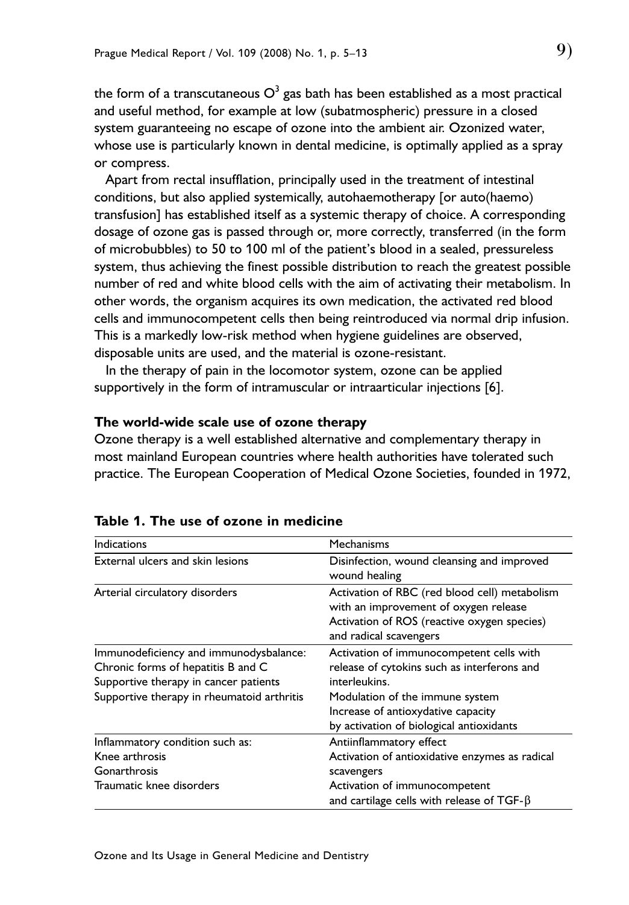the form of a transcutaneous $O^3$ gas bath has been established as a most practical and useful method, for example at low (subatmospheric) pressure in a closed system guaranteeing no escape of ozone into the ambient air. Ozonized water, whose use is particularly known in dental medicine, is optimally applied as a spray or compress.

Apart from rectal insufflation, principally used in the treatment of intestinal conditions, but also applied systemically, autohaemotherapy [or auto(haemo) transfusion] has established itself as a systemic therapy of choice. A corresponding dosage of ozone gas is passed through or, more correctly, transferred (in the form of microbubbles) to 50 to 100 ml of the patient's blood in a sealed, pressureless system, thus achieving the finest possible distribution to reach the greatest possible number of red and white blood cells with the aim of activating their metabolism. In other words, the organism acquires its own medication, the activated red blood cells and immunocompetent cells then being reintroduced via normal drip infusion. This is a markedly low-risk method when hygiene guidelines are observed, disposable units are used, and the material is ozone-resistant.

In the therapy of pain in the locomotor system, ozone can be applied supportively in the form of intramuscular or intraarticular injections [6].

**The world-wide scale use of ozone therapy**

Ozone therapy is a well established alternative and complementary therapy in most mainland European countries where health authorities have tolerated such practice. The European Cooperation of Medical Ozone Societies, founded in 1972,

**Table 1. The use of ozone in medicine**

| Indications | Mechanisms |
|---|---|
| External ulcers and skin lesions | Disinfection, wound cleansing and improved wound healing |
| Arterial circulatory disorders | Activation of RBC (red blood cell) metabolism with an improvement of oxygen release<br>Activation of ROS (reactive oxygen species) and radical scavengers |
| Immunodeficiency and immunodysbalance:<br>Chronic forms of hepatitis B and C<br>Supportive therapy in cancer patients<br>Supportive therapy in rheumatoid arthritis | Activation of immunocompetent cells with release of cytokins such as interferons and interleukins.<br>Modulation of the immune system<br>Increase of antioxydative capacity by activation of biological antioxidants |
| Inflammatory condition such as:<br>Knee arthrosis<br>Gonarthrosis<br>Traumatic knee disorders | Antiinflammatory effect<br>Activation of antioxidative enzymes as radical scavengers<br>Activation of immunocompetent and cartilage cells with release of TGF-$\beta$ |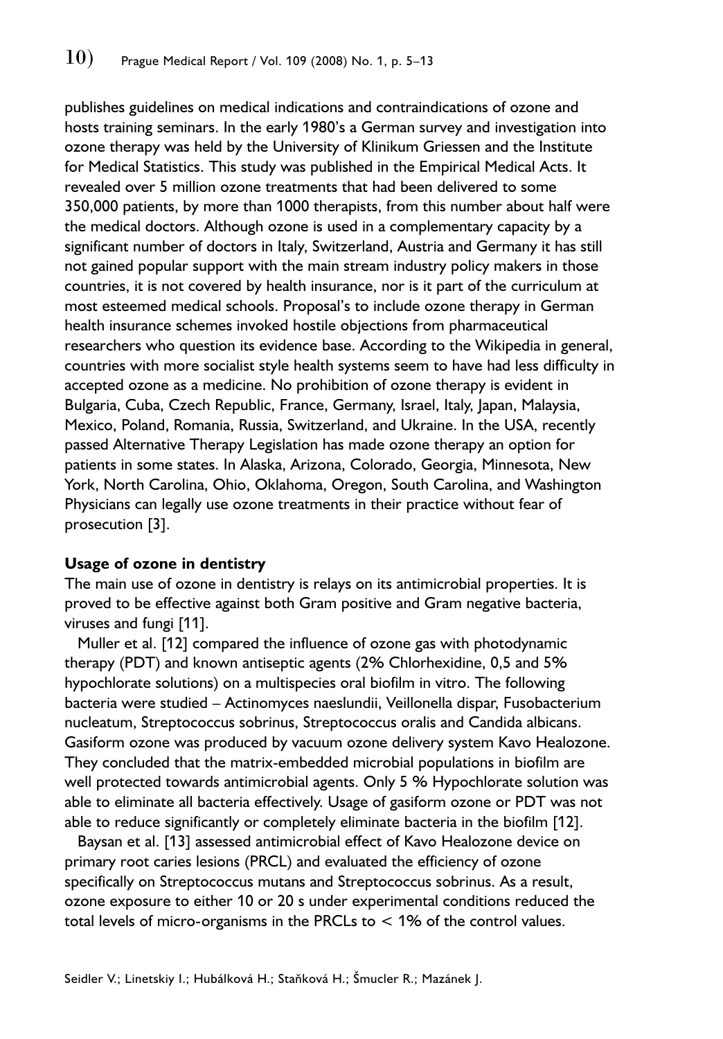publishes guidelines on medical indications and contraindications of ozone and hosts training seminars. In the early 1980's a German survey and investigation into ozone therapy was held by the University of Klinikum Griessen and the Institute for Medical Statistics. This study was published in the Empirical Medical Acts. It revealed over 5 million ozone treatments that had been delivered to some 350,000 patients, by more than 1000 therapists, from this number about half were the medical doctors. Although ozone is used in a complementary capacity by a significant number of doctors in Italy, Switzerland, Austria and Germany it has still not gained popular support with the main stream industry policy makers in those countries, it is not covered by health insurance, nor is it part of the curriculum at most esteemed medical schools. Proposal's to include ozone therapy in German health insurance schemes invoked hostile objections from pharmaceutical researchers who question its evidence base. According to the Wikipedia in general, countries with more socialist style health systems seem to have had less difficulty in accepted ozone as a medicine. No prohibition of ozone therapy is evident in Bulgaria, Cuba, Czech Republic, France, Germany, Israel, Italy, Japan, Malaysia, Mexico, Poland, Romania, Russia, Switzerland, and Ukraine. In the USA, recently passed Alternative Therapy Legislation has made ozone therapy an option for patients in some states. In Alaska, Arizona, Colorado, Georgia, Minnesota, New York, North Carolina, Ohio, Oklahoma, Oregon, South Carolina, and Washington Physicians can legally use ozone treatments in their practice without fear of prosecution [3].

**Usage of ozone in dentistry**

The main use of ozone in dentistry is relays on its antimicrobial properties. It is proved to be effective against both Gram positive and Gram negative bacteria, viruses and fungi [11].

Muller et al. [12] compared the influence of ozone gas with photodynamic therapy (PDT) and known antiseptic agents (2% Chlorhexidine, 0,5 and 5% hypochlorate solutions) on a multispecies oral biofilm in vitro. The following bacteria were studied – Actinomyces naeslundii, Veillonella dispar, Fusobacterium nucleatum, Streptococcus sobrinus, Streptococcus oralis and Candida albicans. Gasiform ozone was produced by vacuum ozone delivery system Kavo Healozone. They concluded that the matrix-embedded microbial populations in biofilm are well protected towards antimicrobial agents. Only 5 % Hypochlorate solution was able to eliminate all bacteria effectively. Usage of gasiform ozone or PDT was not able to reduce significantly or completely eliminate bacteria in the biofilm [12].

Baysan et al. [13] assessed antimicrobial effect of Kavo Healozone device on primary root caries lesions (PRCL) and evaluated the efficiency of ozone specifically on Streptococcus mutans and Streptococcus sobrinus. As a result, ozone exposure to either 10 or 20 s under experimental conditions reduced the total levels of micro-organisms in the PRCLs to $< 1\%$ of the control values.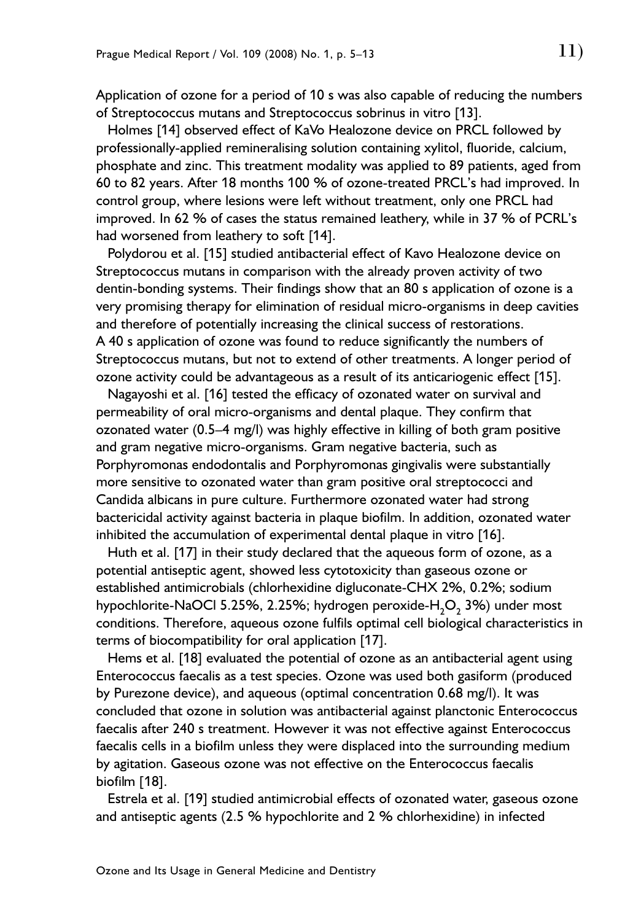Application of ozone for a period of 10 s was also capable of reducing the numbers of Streptococcus mutans and Streptococcus sobrinus in vitro [13].

Holmes [14] observed effect of KaVo Healozone device on PRCL followed by professionally-applied remineralising solution containing xylitol, fluoride, calcium, phosphate and zinc. This treatment modality was applied to 89 patients, aged from 60 to 82 years. After 18 months 100 % of ozone-treated PRCL's had improved. In control group, where lesions were left without treatment, only one PRCL had improved. In 62 % of cases the status remained leathery, while in 37 % of PCRL's had worsened from leathery to soft [14].

Polydorou et al. [15] studied antibacterial effect of Kavo Healozone device on Streptococcus mutans in comparison with the already proven activity of two dentin-bonding systems. Their findings show that an 80 s application of ozone is a very promising therapy for elimination of residual micro-organisms in deep cavities and therefore of potentially increasing the clinical success of restorations. A 40 s application of ozone was found to reduce significantly the numbers of Streptococcus mutans, but not to extend of other treatments. A longer period of ozone activity could be advantageous as a result of its anticariogenic effect [15].

Nagayoshi et al. [16] tested the efficacy of ozonated water on survival and permeability of oral micro-organisms and dental plaque. They confirm that ozonated water (0.5–4 mg/l) was highly effective in killing of both gram positive and gram negative micro-organisms. Gram negative bacteria, such as Porphyromonas endodontalis and Porphyromonas gingivalis were substantially more sensitive to ozonated water than gram positive oral streptococci and Candida albicans in pure culture. Furthermore ozonated water had strong bactericidal activity against bacteria in plaque biofilm. In addition, ozonated water inhibited the accumulation of experimental dental plaque in vitro [16].

Huth et al. [17] in their study declared that the aqueous form of ozone, as a potential antiseptic agent, showed less cytotoxicity than gaseous ozone or established antimicrobials (chlorhexidine digluconate-CHX 2%, 0.2%; sodium hypochlorite-NaOCl 5.25%, 2.25%; hydrogen peroxide-$H_2O_2$ 3%) under most conditions. Therefore, aqueous ozone fulfils optimal cell biological characteristics in terms of biocompatibility for oral application [17].

Hems et al. [18] evaluated the potential of ozone as an antibacterial agent using Enterococcus faecalis as a test species. Ozone was used both gasiform (produced by Purezone device), and aqueous (optimal concentration 0.68 mg/l). It was concluded that ozone in solution was antibacterial against planctonic Enterococcus faecalis after 240 s treatment. However it was not effective against Enterococcus faecalis cells in a biofilm unless they were displaced into the surrounding medium by agitation. Gaseous ozone was not effective on the Enterococcus faecalis biofilm [18].

Estrela et al. [19] studied antimicrobial effects of ozonated water, gaseous ozone and antiseptic agents (2.5 % hypochlorite and 2 % chlorhexidine) in infected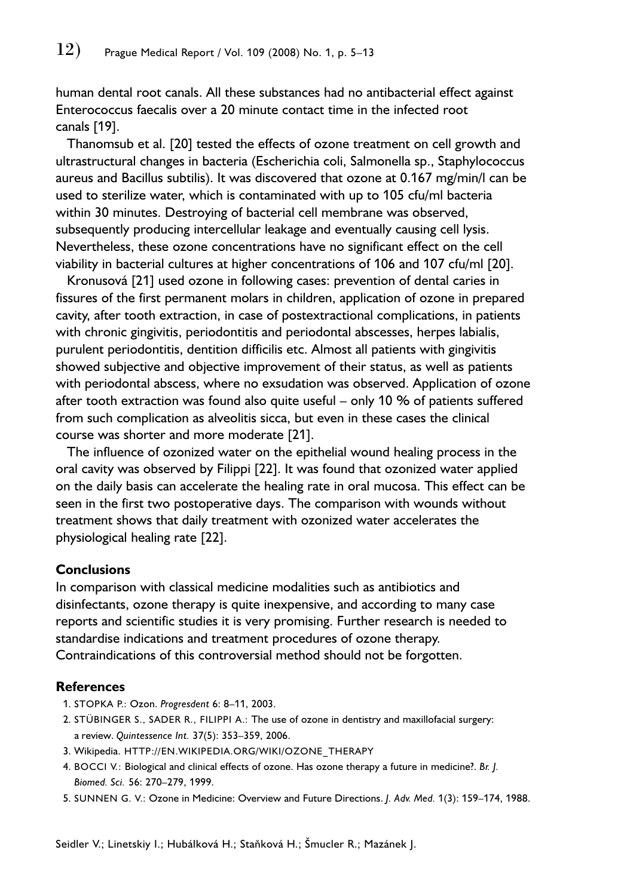human dental root canals. All these substances had no antibacterial effect against Enterococcus faecalis over a 20 minute contact time in the infected root canals [19].

Thanomsub et al. [20] tested the effects of ozone treatment on cell growth and ultrastructural changes in bacteria (Escherichia coli, Salmonella sp., Staphylococcus aureus and Bacillus subtilis). It was discovered that ozone at 0.167 mg/min/l can be used to sterilize water, which is contaminated with up to 105 cfu/ml bacteria within 30 minutes. Destroying of bacterial cell membrane was observed, subsequently producing intercellular leakage and eventually causing cell lysis. Nevertheless, these ozone concentrations have no significant effect on the cell viability in bacterial cultures at higher concentrations of 106 and 107 cfu/ml [20].

Kronusová [21] used ozone in following cases: prevention of dental caries in fissures of the first permanent molars in children, application of ozone in prepared cavity, after tooth extraction, in case of postextractional complications, in patients with chronic gingivitis, periodontitis and periodontal abscesses, herpes labialis, purulent periodontitis, dentition difficilis etc. Almost all patients with gingivitis showed subjective and objective improvement of their status, as well as patients with periodontal abscess, where no exsudation was observed. Application of ozone after tooth extraction was found also quite useful – only 10 % of patients suffered from such complication as alveolitis sicca, but even in these cases the clinical course was shorter and more moderate [21].

The influence of ozonized water on the epithelial wound healing process in the oral cavity was observed by Filippi [22]. It was found that ozonized water applied on the daily basis can accelerate the healing rate in oral mucosa. This effect can be seen in the first two postoperative days. The comparison with wounds without treatment shows that daily treatment with ozonized water accelerates the physiological healing rate [22].

## Conclusions

In comparison with classical medicine modalities such as antibiotics and disinfectants, ozone therapy is quite inexpensive, and according to many case reports and scientific studies it is very promising. Further research is needed to standardise indications and treatment procedures of ozone therapy. Contraindications of this controversial method should not be forgotten.

## References

1. STOPKA P.: Ozon. *Progresdent* 6: 8–11, 2003.
2. STÜBINGER S., SADER R., FILIPPI A.: The use of ozone in dentistry and maxillofacial surgery: a review. *Quintessence Int.* 37(5): 353–359, 2006.
3. Wikipedia. HTTP://EN.WIKIPEDIA.ORG/WIKI/OZONE_THERAPY
4. BOCCI V.: Biological and clinical effects of ozone. Has ozone therapy a future in medicine?. *Br. J. Biomed. Sci.* 56: 270–279, 1999.
5. SUNNEN G. V.: Ozone in Medicine: Overview and Future Directions. *J. Adv. Med.* 1(3): 159–174, 1988.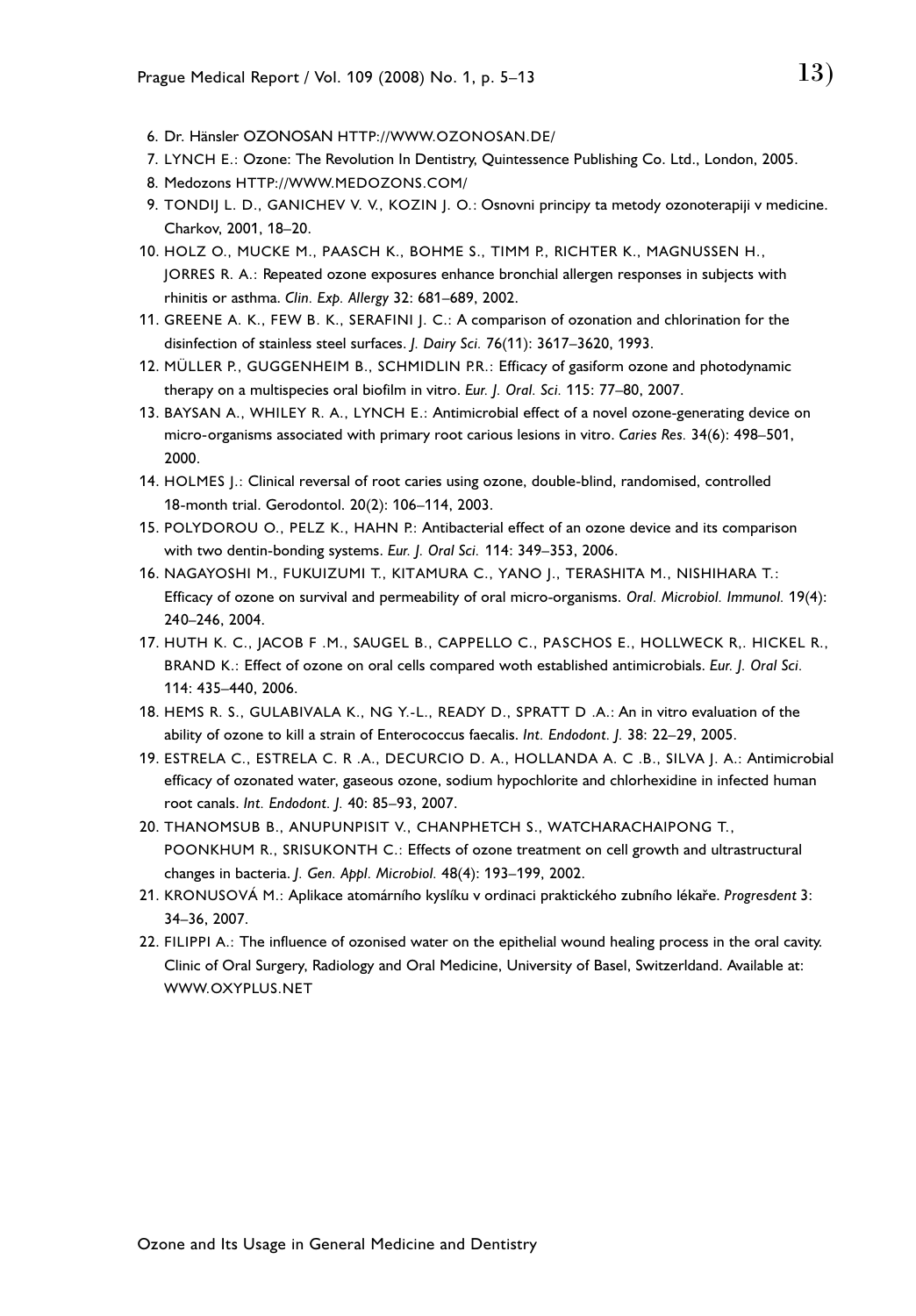6. Dr. Hänsler OZONOSAN HTTP://WWW.OZONOSAN.DE/
7. LYNCH E.: Ozone: The Revolution In Dentistry, Quintessence Publishing Co. Ltd., London, 2005.
8. Medozons HTTP://WWW.MEDOZONS.COM/
9. TONDIJ L. D., GANICHEV V. V., KOZIN J. O.: Osnovni principy ta metody ozonoterapiji v medicine. Charkov, 2001, 18–20.
10. HOLZ O., MUCKE M., PAASCH K., BOHME S., TIMM P., RICHTER K., MAGNUSSEN H., JORRES R. A.: Repeated ozone exposures enhance bronchial allergen responses in subjects with rhinitis or asthma. *Clin. Exp. Allergy* 32: 681–689, 2002.
11. GREENE A. K., FEW B. K., SERAFINI J. C.: A comparison of ozonation and chlorination for the disinfection of stainless steel surfaces. *J. Dairy Sci.* 76(11): 3617–3620, 1993.
12. MÜLLER P., GUGGENHEIM B., SCHMIDLIN P.R.: Efficacy of gasiform ozone and photodynamic therapy on a multispecies oral biofilm in vitro. *Eur. J. Oral. Sci.* 115: 77–80, 2007.
13. BAYSAN A., WHILEY R. A., LYNCH E.: Antimicrobial effect of a novel ozone-generating device on micro-organisms associated with primary root carious lesions in vitro. *Caries Res.* 34(6): 498–501, 2000.
14. HOLMES J.: Clinical reversal of root caries using ozone, double-blind, randomised, controlled 18-month trial. Gerodontol. 20(2): 106–114, 2003.
15. POLYDOROU O., PELZ K., HAHN P.: Antibacterial effect of an ozone device and its comparison with two dentin-bonding systems. *Eur. J. Oral Sci.* 114: 349–353, 2006.
16. NAGAYOSHI M., FUKUIZUMI T., KITAMURA C., YANO J., TERASHITA M., NISHIHARA T.: Efficacy of ozone on survival and permeability of oral micro-organisms. *Oral. Microbiol. Immunol.* 19(4): 240–246, 2004.
17. HUTH K. C., JACOB F .M., SAUGEL B., CAPPELLO C., PASCHOS E., HOLLWECK R,. HICKEL R., BRAND K.: Effect of ozone on oral cells compared woth established antimicrobials. *Eur. J. Oral Sci.* 114: 435–440, 2006.
18. HEMS R. S., GULABIVALA K., NG Y.-L., READY D., SPRATT D .A.: An in vitro evaluation of the ability of ozone to kill a strain of Enterococcus faecalis. *Int. Endodont. J.* 38: 22–29, 2005.
19. ESTRELA C., ESTRELA C. R .A., DECURCIO D. A., HOLLANDA A. C .B., SILVA J. A.: Antimicrobial efficacy of ozonated water, gaseous ozone, sodium hypochlorite and chlorhexidine in infected human root canals. *Int. Endodont. J.* 40: 85–93, 2007.
20. THANOMSUB B., ANUPUNPISIT V., CHANPHETCH S., WATCHARACHAIPONG T., POONKHUM R., SRISUKONTH C.: Effects of ozone treatment on cell growth and ultrastructural changes in bacteria. *J. Gen. Appl. Microbiol.* 48(4): 193–199, 2002.
21. KRONUSOVÁ M.: Aplikace atomárního kyslíku v ordinaci praktického zubního lékaře. *Progresdent* 3: 34–36, 2007.
22. FILIPPI A.: The influence of ozonised water on the epithelial wound healing process in the oral cavity. Clinic of Oral Surgery, Radiology and Oral Medicine, University of Basel, Switzerldand. Available at: WWW.OXYPLUS.NET